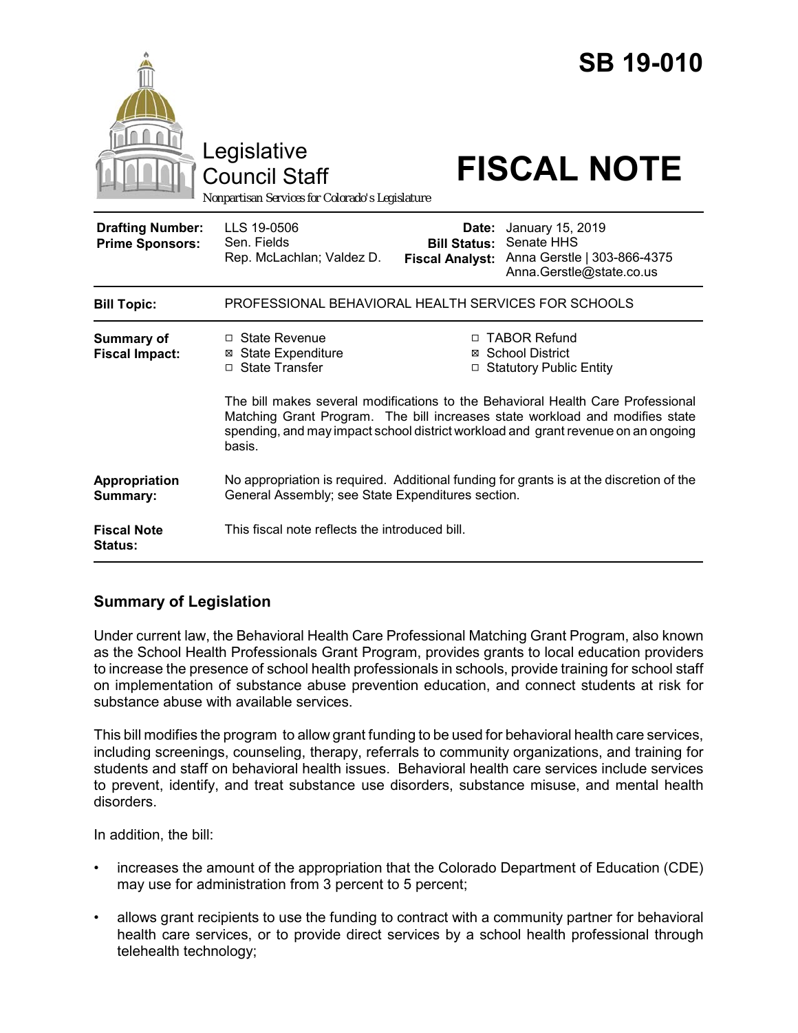# SB 19-010

Legislative Council Staff

Nonpartisan Services for Colorado's Legislature

# FISCAL NOTE

| | | | |
|---|---|---|---|
| **Drafting Number:** | LLS 19-0506 | **Date:** | January 15, 2019 |
| **Prime Sponsors:** | Sen. Fields<br>Rep. McLachlan; Valdez D. | **Bill Status:** | Senate HHS |
| | | **Fiscal Analyst:** | Anna Gerstle \| 303-866-4375<br>Anna.Gerstle@state.co.us |

| | |
|---|---|
| **Bill Topic:** | PROFESSIONAL BEHAVIORAL HEALTH SERVICES FOR SCHOOLS |
| **Summary of Fiscal Impact:** | ☐ State Revenue<br>☒ State Expenditure<br>☐ State Transfer<br>☐ TABOR Refund<br>☒ School District<br>☐ Statutory Public Entity<br><br>The bill makes several modifications to the Behavioral Health Care Professional Matching Grant Program. The bill increases state workload and modifies state spending, and may impact school district workload and grant revenue on an ongoing basis. |
| **Appropriation Summary:** | No appropriation is required. Additional funding for grants is at the discretion of the General Assembly; see State Expenditures section. |
| **Fiscal Note Status:** | This fiscal note reflects the introduced bill. |

## Summary of Legislation

Under current law, the Behavioral Health Care Professional Matching Grant Program, also known as the School Health Professionals Grant Program, provides grants to local education providers to increase the presence of school health professionals in schools, provide training for school staff on implementation of substance abuse prevention education, and connect students at risk for substance abuse with available services.

This bill modifies the program to allow grant funding to be used for behavioral health care services, including screenings, counseling, therapy, referrals to community organizations, and training for students and staff on behavioral health issues. Behavioral health care services include services to prevent, identify, and treat substance use disorders, substance misuse, and mental health disorders.

In addition, the bill:

- increases the amount of the appropriation that the Colorado Department of Education (CDE) may use for administration from 3 percent to 5 percent;
- allows grant recipients to use the funding to contract with a community partner for behavioral health care services, or to provide direct services by a school health professional through telehealth technology;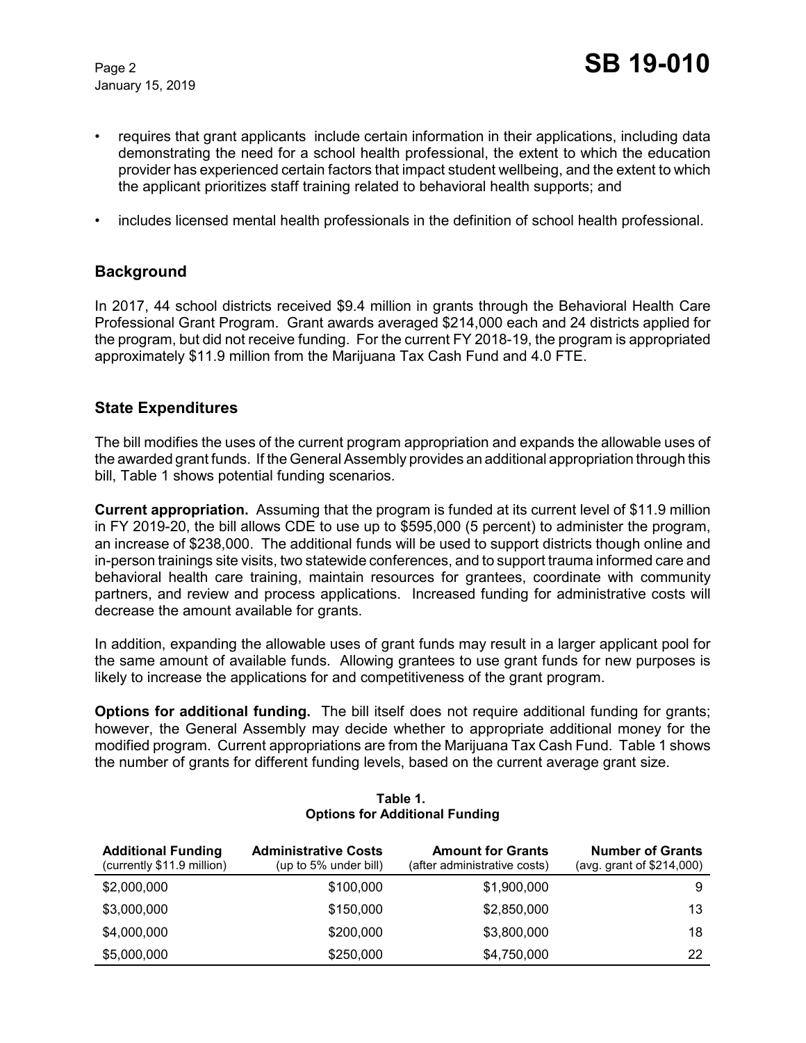- requires that grant applicants include certain information in their applications, including data demonstrating the need for a school health professional, the extent to which the education provider has experienced certain factors that impact student wellbeing, and the extent to which the applicant prioritizes staff training related to behavioral health supports; and
- includes licensed mental health professionals in the definition of school health professional.

## Background

In 2017, 44 school districts received $9.4 million in grants through the Behavioral Health Care Professional Grant Program. Grant awards averaged $214,000 each and 24 districts applied for the program, but did not receive funding. For the current FY 2018-19, the program is appropriated approximately $11.9 million from the Marijuana Tax Cash Fund and 4.0 FTE.

## State Expenditures

The bill modifies the uses of the current program appropriation and expands the allowable uses of the awarded grant funds. If the General Assembly provides an additional appropriation through this bill, Table 1 shows potential funding scenarios.

**Current appropriation.** Assuming that the program is funded at its current level of $11.9 million in FY 2019-20, the bill allows CDE to use up to $595,000 (5 percent) to administer the program, an increase of $238,000. The additional funds will be used to support districts though online and in-person trainings site visits, two statewide conferences, and to support trauma informed care and behavioral health care training, maintain resources for grantees, coordinate with community partners, and review and process applications. Increased funding for administrative costs will decrease the amount available for grants.

In addition, expanding the allowable uses of grant funds may result in a larger applicant pool for the same amount of available funds. Allowing grantees to use grant funds for new purposes is likely to increase the applications for and competitiveness of the grant program.

**Options for additional funding.** The bill itself does not require additional funding for grants; however, the General Assembly may decide whether to appropriate additional money for the modified program. Current appropriations are from the Marijuana Tax Cash Fund. Table 1 shows the number of grants for different funding levels, based on the current average grant size.

**Table 1.**
**Options for Additional Funding**

| Additional Funding (currently $11.9 million) | Administrative Costs (up to 5% under bill) | Amount for Grants (after administrative costs) | Number of Grants (avg. grant of $214,000) |
|---|---|---|---|
| $2,000,000 | $100,000 | $1,900,000 | 9 |
| $3,000,000 | $150,000 | $2,850,000 | 13 |
| $4,000,000 | $200,000 | $3,800,000 | 18 |
| $5,000,000 | $250,000 | $4,750,000 | 22 |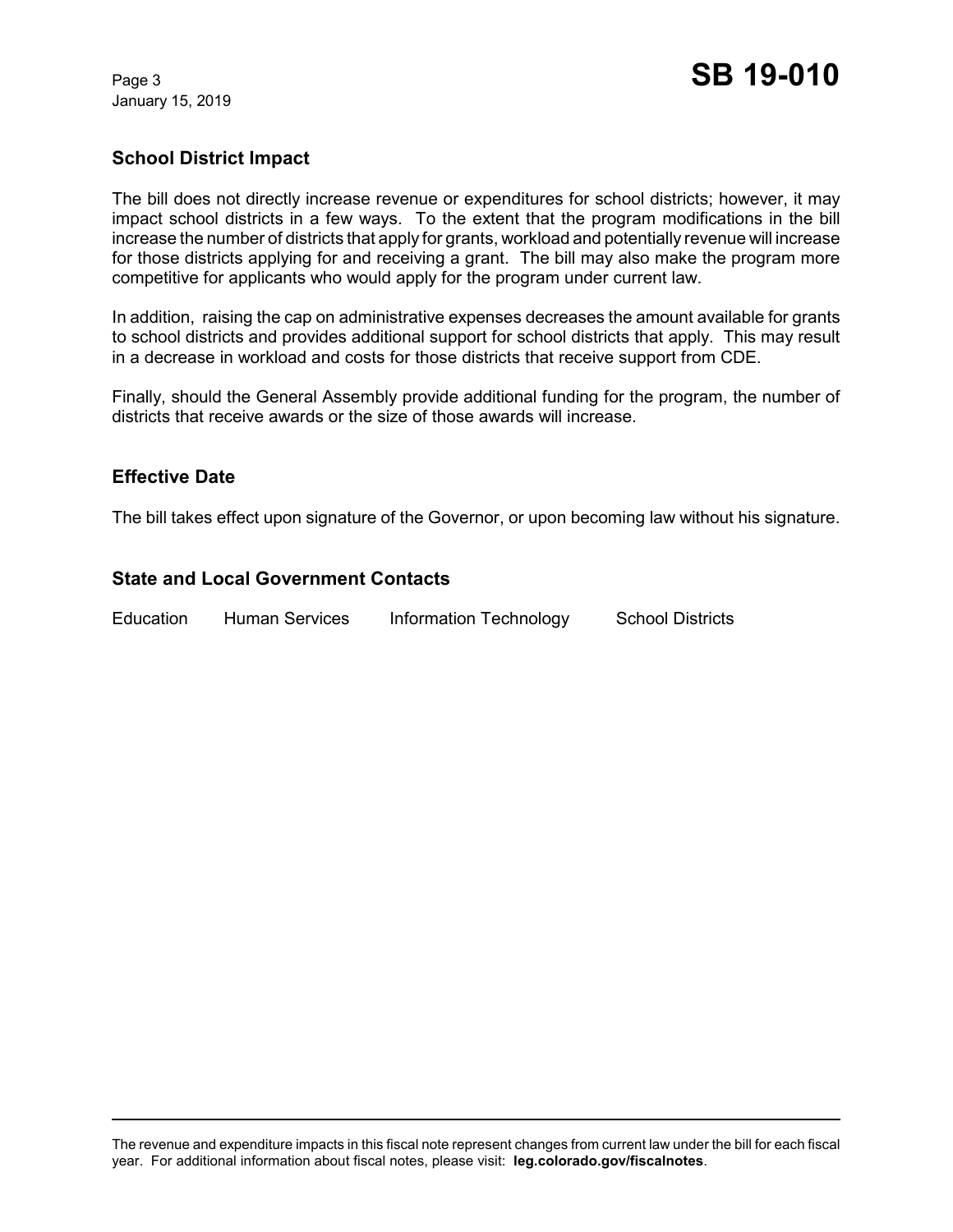## School District Impact

The bill does not directly increase revenue or expenditures for school districts; however, it may impact school districts in a few ways. To the extent that the program modifications in the bill increase the number of districts that apply for grants, workload and potentially revenue will increase for those districts applying for and receiving a grant. The bill may also make the program more competitive for applicants who would apply for the program under current law.

In addition, raising the cap on administrative expenses decreases the amount available for grants to school districts and provides additional support for school districts that apply. This may result in a decrease in workload and costs for those districts that receive support from CDE.

Finally, should the General Assembly provide additional funding for the program, the number of districts that receive awards or the size of those awards will increase.

## Effective Date

The bill takes effect upon signature of the Governor, or upon becoming law without his signature.

## State and Local Government Contacts

Education    Human Services    Information Technology    School Districts

The revenue and expenditure impacts in this fiscal note represent changes from current law under the bill for each fiscal year. For additional information about fiscal notes, please visit: **leg.colorado.gov/fiscalnotes**.